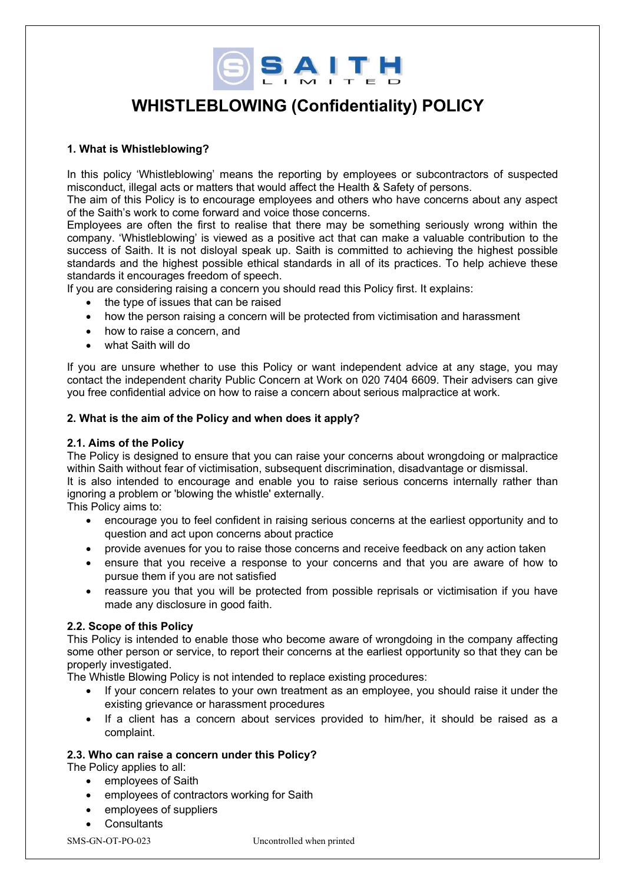# WHISTLEBLOWING (Confidentiality) POLICY

### 1. What is Whistleblowing?

In this policy 'Whistleblowing' means the reporting by employees or subcontractors of suspected misconduct, illegal acts or matters that would affect the Health & Safety of persons.
The aim of this Policy is to encourage employees and others who have concerns about any aspect of the Saith's work to come forward and voice those concerns.
Employees are often the first to realise that there may be something seriously wrong within the company. 'Whistleblowing' is viewed as a positive act that can make a valuable contribution to the success of Saith. It is not disloyal speak up. Saith is committed to achieving the highest possible standards and the highest possible ethical standards in all of its practices. To help achieve these standards it encourages freedom of speech.
If you are considering raising a concern you should read this Policy first. It explains:

- the type of issues that can be raised
- how the person raising a concern will be protected from victimisation and harassment
- how to raise a concern, and
- what Saith will do

If you are unsure whether to use this Policy or want independent advice at any stage, you may contact the independent charity Public Concern at Work on 020 7404 6609. Their advisers can give you free confidential advice on how to raise a concern about serious malpractice at work.

### 2. What is the aim of the Policy and when does it apply?

#### 2.1. Aims of the Policy

The Policy is designed to ensure that you can raise your concerns about wrongdoing or malpractice within Saith without fear of victimisation, subsequent discrimination, disadvantage or dismissal.
It is also intended to encourage and enable you to raise serious concerns internally rather than ignoring a problem or 'blowing the whistle' externally.
This Policy aims to:

- encourage you to feel confident in raising serious concerns at the earliest opportunity and to question and act upon concerns about practice
- provide avenues for you to raise those concerns and receive feedback on any action taken
- ensure that you receive a response to your concerns and that you are aware of how to pursue them if you are not satisfied
- reassure you that you will be protected from possible reprisals or victimisation if you have made any disclosure in good faith.

#### 2.2. Scope of this Policy

This Policy is intended to enable those who become aware of wrongdoing in the company affecting some other person or service, to report their concerns at the earliest opportunity so that they can be properly investigated.
The Whistle Blowing Policy is not intended to replace existing procedures:

- If your concern relates to your own treatment as an employee, you should raise it under the existing grievance or harassment procedures
- If a client has a concern about services provided to him/her, it should be raised as a complaint.

#### 2.3. Who can raise a concern under this Policy?

The Policy applies to all:

- employees of Saith
- employees of contractors working for Saith
- employees of suppliers
- Consultants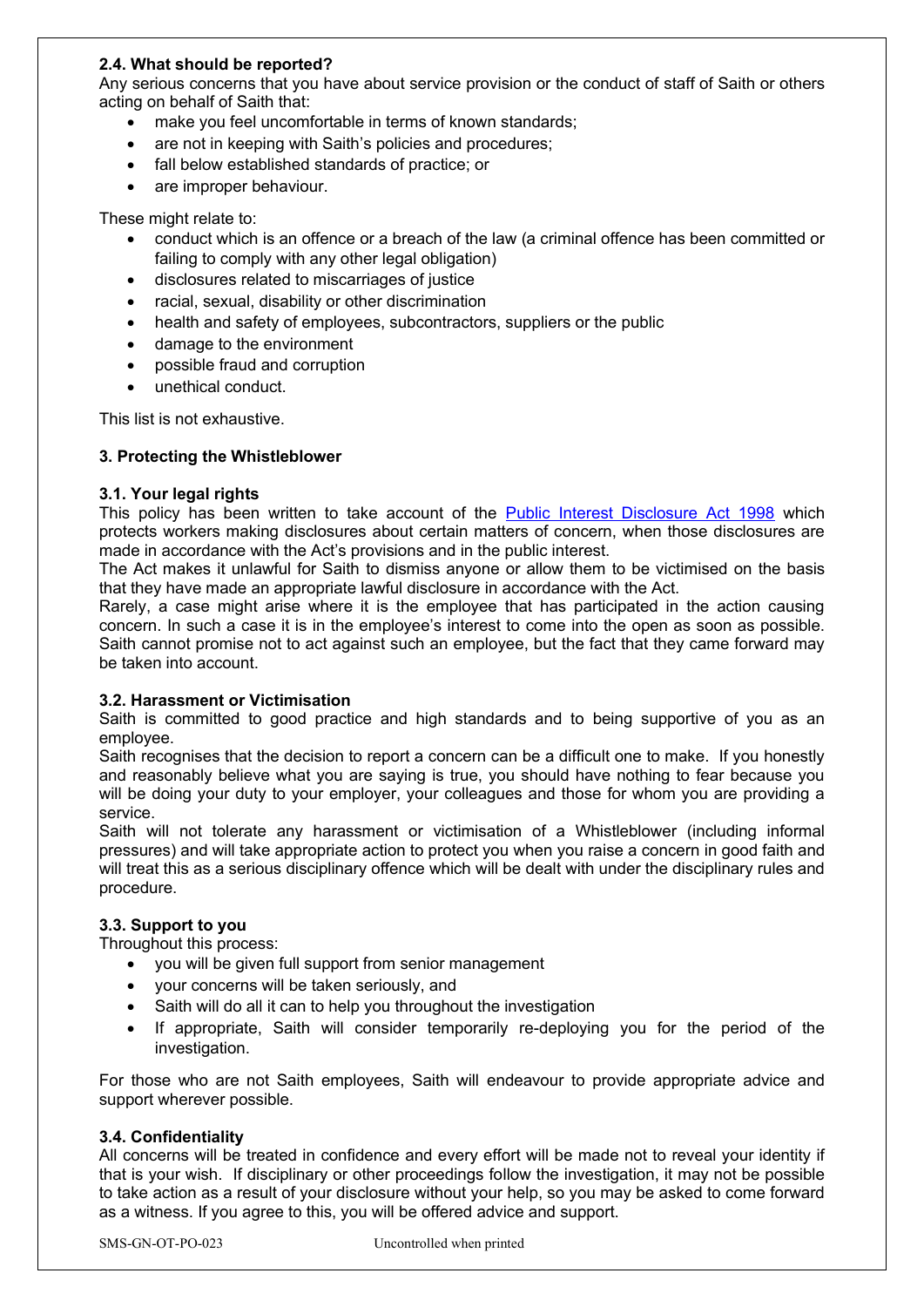### 2.4. What should be reported?

Any serious concerns that you have about service provision or the conduct of staff of Saith or others acting on behalf of Saith that:

- make you feel uncomfortable in terms of known standards;
- are not in keeping with Saith's policies and procedures;
- fall below established standards of practice; or
- are improper behaviour.

These might relate to:

- conduct which is an offence or a breach of the law (a criminal offence has been committed or failing to comply with any other legal obligation)
- disclosures related to miscarriages of justice
- racial, sexual, disability or other discrimination
- health and safety of employees, subcontractors, suppliers or the public
- damage to the environment
- possible fraud and corruption
- unethical conduct.

This list is not exhaustive.

## 3. Protecting the Whistleblower

### 3.1. Your legal rights

This policy has been written to take account of the [Public Interest Disclosure Act 1998] which protects workers making disclosures about certain matters of concern, when those disclosures are made in accordance with the Act's provisions and in the public interest.

The Act makes it unlawful for Saith to dismiss anyone or allow them to be victimised on the basis that they have made an appropriate lawful disclosure in accordance with the Act.

Rarely, a case might arise where it is the employee that has participated in the action causing concern. In such a case it is in the employee's interest to come into the open as soon as possible. Saith cannot promise not to act against such an employee, but the fact that they came forward may be taken into account.

### 3.2. Harassment or Victimisation

Saith is committed to good practice and high standards and to being supportive of you as an employee.

Saith recognises that the decision to report a concern can be a difficult one to make. If you honestly and reasonably believe what you are saying is true, you should have nothing to fear because you will be doing your duty to your employer, your colleagues and those for whom you are providing a service.

Saith will not tolerate any harassment or victimisation of a Whistleblower (including informal pressures) and will take appropriate action to protect you when you raise a concern in good faith and will treat this as a serious disciplinary offence which will be dealt with under the disciplinary rules and procedure.

### 3.3. Support to you

Throughout this process:

- you will be given full support from senior management
- your concerns will be taken seriously, and
- Saith will do all it can to help you throughout the investigation
- If appropriate, Saith will consider temporarily re-deploying you for the period of the investigation.

For those who are not Saith employees, Saith will endeavour to provide appropriate advice and support wherever possible.

### 3.4. Confidentiality

All concerns will be treated in confidence and every effort will be made not to reveal your identity if that is your wish. If disciplinary or other proceedings follow the investigation, it may not be possible to take action as a result of your disclosure without your help, so you may be asked to come forward as a witness. If you agree to this, you will be offered advice and support.

SMS-GN-OT-PO-023 Uncontrolled when printed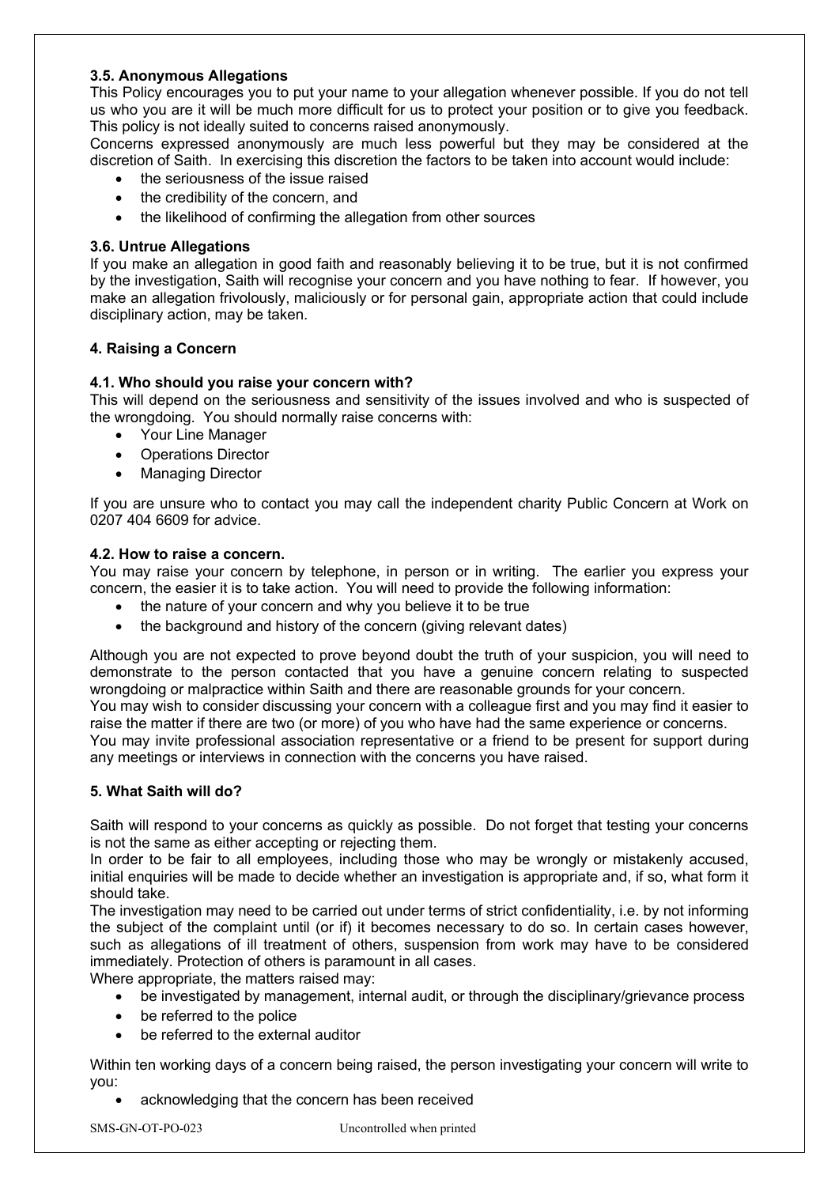### 3.5. Anonymous Allegations

This Policy encourages you to put your name to your allegation whenever possible. If you do not tell us who you are it will be much more difficult for us to protect your position or to give you feedback. This policy is not ideally suited to concerns raised anonymously.

Concerns expressed anonymously are much less powerful but they may be considered at the discretion of Saith. In exercising this discretion the factors to be taken into account would include:

- the seriousness of the issue raised
- the credibility of the concern, and
- the likelihood of confirming the allegation from other sources

### 3.6. Untrue Allegations

If you make an allegation in good faith and reasonably believing it to be true, but it is not confirmed by the investigation, Saith will recognise your concern and you have nothing to fear. If however, you make an allegation frivolously, maliciously or for personal gain, appropriate action that could include disciplinary action, may be taken.

## 4. Raising a Concern

### 4.1. Who should you raise your concern with?

This will depend on the seriousness and sensitivity of the issues involved and who is suspected of the wrongdoing. You should normally raise concerns with:

- Your Line Manager
- Operations Director
- Managing Director

If you are unsure who to contact you may call the independent charity Public Concern at Work on 0207 404 6609 for advice.

### 4.2. How to raise a concern.

You may raise your concern by telephone, in person or in writing. The earlier you express your concern, the easier it is to take action. You will need to provide the following information:

- the nature of your concern and why you believe it to be true
- the background and history of the concern (giving relevant dates)

Although you are not expected to prove beyond doubt the truth of your suspicion, you will need to demonstrate to the person contacted that you have a genuine concern relating to suspected wrongdoing or malpractice within Saith and there are reasonable grounds for your concern.

You may wish to consider discussing your concern with a colleague first and you may find it easier to raise the matter if there are two (or more) of you who have had the same experience or concerns.

You may invite professional association representative or a friend to be present for support during any meetings or interviews in connection with the concerns you have raised.

## 5. What Saith will do?

Saith will respond to your concerns as quickly as possible. Do not forget that testing your concerns is not the same as either accepting or rejecting them.

In order to be fair to all employees, including those who may be wrongly or mistakenly accused, initial enquiries will be made to decide whether an investigation is appropriate and, if so, what form it should take.

The investigation may need to be carried out under terms of strict confidentiality, i.e. by not informing the subject of the complaint until (or if) it becomes necessary to do so. In certain cases however, such as allegations of ill treatment of others, suspension from work may have to be considered immediately. Protection of others is paramount in all cases.

Where appropriate, the matters raised may:

- be investigated by management, internal audit, or through the disciplinary/grievance process
- be referred to the police
- be referred to the external auditor

Within ten working days of a concern being raised, the person investigating your concern will write to you:

- acknowledging that the concern has been received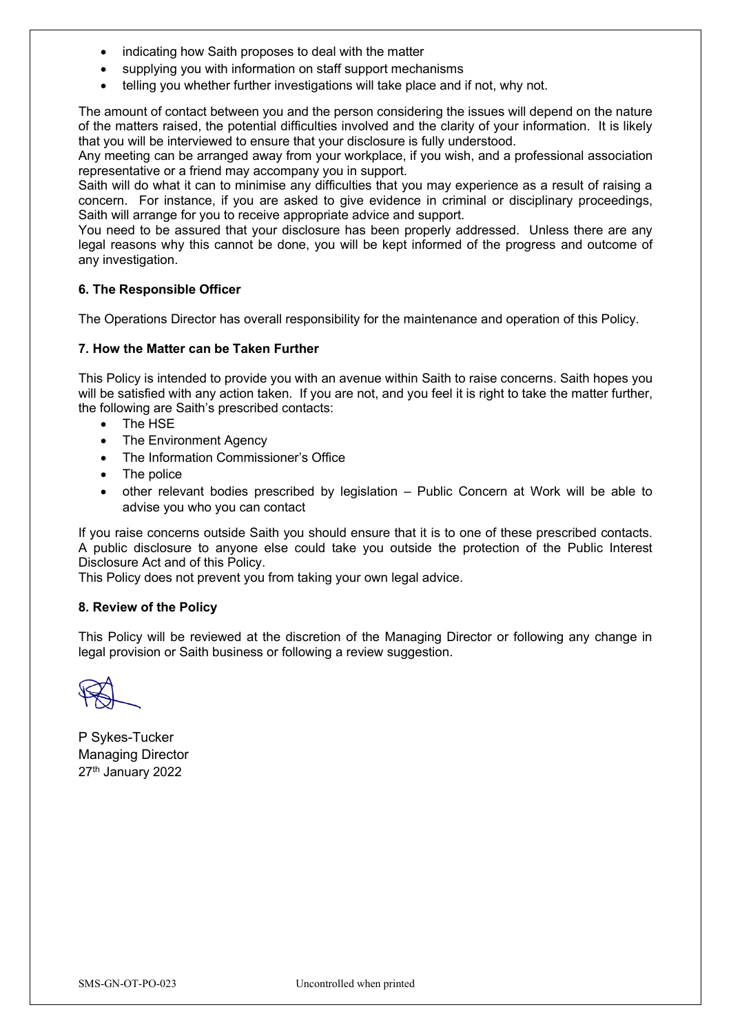- indicating how Saith proposes to deal with the matter
- supplying you with information on staff support mechanisms
- telling you whether further investigations will take place and if not, why not.

The amount of contact between you and the person considering the issues will depend on the nature of the matters raised, the potential difficulties involved and the clarity of your information. It is likely that you will be interviewed to ensure that your disclosure is fully understood.

Any meeting can be arranged away from your workplace, if you wish, and a professional association representative or a friend may accompany you in support.

Saith will do what it can to minimise any difficulties that you may experience as a result of raising a concern. For instance, if you are asked to give evidence in criminal or disciplinary proceedings, Saith will arrange for you to receive appropriate advice and support.

You need to be assured that your disclosure has been properly addressed. Unless there are any legal reasons why this cannot be done, you will be kept informed of the progress and outcome of any investigation.

**6. The Responsible Officer**

The Operations Director has overall responsibility for the maintenance and operation of this Policy.

**7. How the Matter can be Taken Further**

This Policy is intended to provide you with an avenue within Saith to raise concerns. Saith hopes you will be satisfied with any action taken. If you are not, and you feel it is right to take the matter further, the following are Saith's prescribed contacts:

- The HSE
- The Environment Agency
- The Information Commissioner's Office
- The police
- other relevant bodies prescribed by legislation – Public Concern at Work will be able to advise you who you can contact

If you raise concerns outside Saith you should ensure that it is to one of these prescribed contacts. A public disclosure to anyone else could take you outside the protection of the Public Interest Disclosure Act and of this Policy.

This Policy does not prevent you from taking your own legal advice.

**8. Review of the Policy**

This Policy will be reviewed at the discretion of the Managing Director or following any change in legal provision or Saith business or following a review suggestion.

P Sykes-Tucker
Managing Director
27th January 2022

SMS-GN-OT-PO-023 Uncontrolled when printed